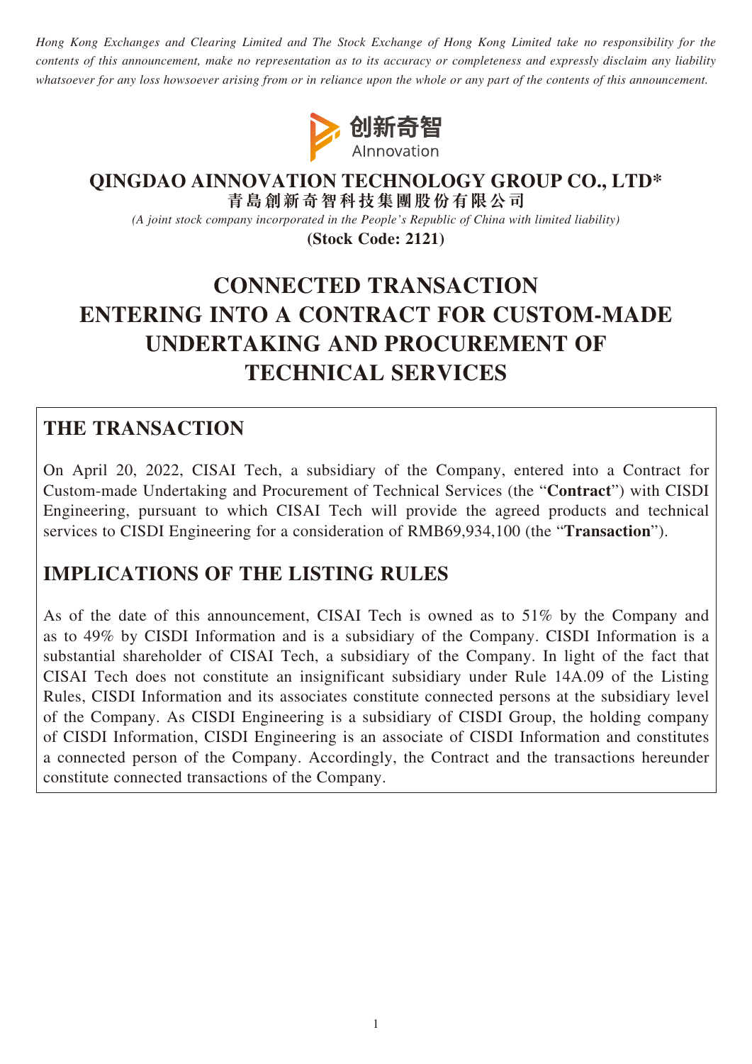*Hong Kong Exchanges and Clearing Limited and The Stock Exchange of Hong Kong Limited take no responsibility for the contents of this announcement, make no representation as to its accuracy or completeness and expressly disclaim any liability whatsoever for any loss howsoever arising from or in reliance upon the whole or any part of the contents of this announcement.*

创新奇智
AInnovation

# QINGDAO AINNOVATION TECHNOLOGY GROUP CO., LTD*
# 青島創新奇智科技集團股份有限公司

*(A joint stock company incorporated in the People's Republic of China with limited liability)*

**(Stock Code: 2121)**

# CONNECTED TRANSACTION ENTERING INTO A CONTRACT FOR CUSTOM-MADE UNDERTAKING AND PROCUREMENT OF TECHNICAL SERVICES

## THE TRANSACTION

On April 20, 2022, CISAI Tech, a subsidiary of the Company, entered into a Contract for Custom-made Undertaking and Procurement of Technical Services (the "**Contract**") with CISDI Engineering, pursuant to which CISAI Tech will provide the agreed products and technical services to CISDI Engineering for a consideration of RMB69,934,100 (the "**Transaction**").

## IMPLICATIONS OF THE LISTING RULES

As of the date of this announcement, CISAI Tech is owned as to 51% by the Company and as to 49% by CISDI Information and is a subsidiary of the Company. CISDI Information is a substantial shareholder of CISAI Tech, a subsidiary of the Company. In light of the fact that CISAI Tech does not constitute an insignificant subsidiary under Rule 14A.09 of the Listing Rules, CISDI Information and its associates constitute connected persons at the subsidiary level of the Company. As CISDI Engineering is a subsidiary of CISDI Group, the holding company of CISDI Information, CISDI Engineering is an associate of CISDI Information and constitutes a connected person of the Company. Accordingly, the Contract and the transactions hereunder constitute connected transactions of the Company.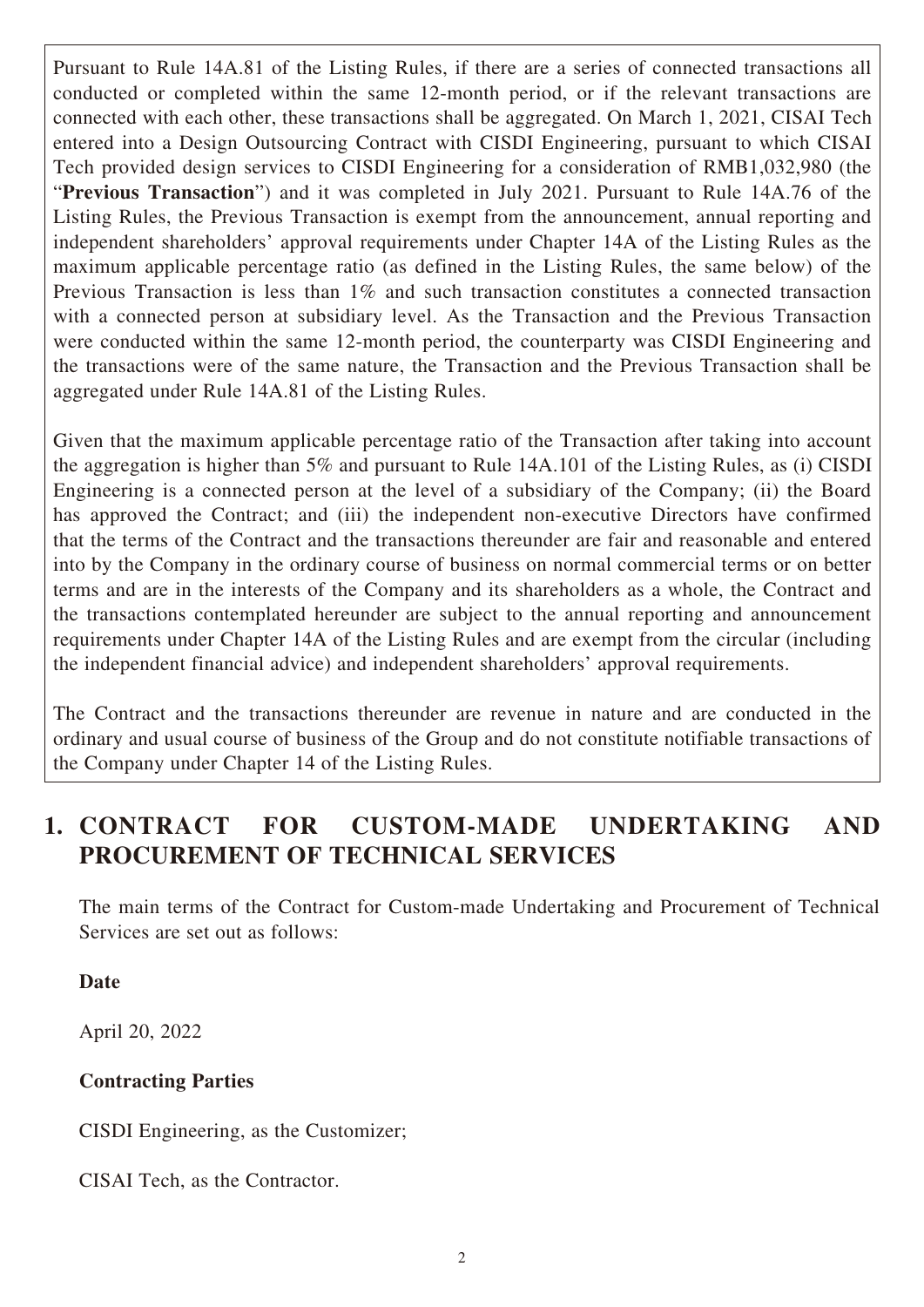Pursuant to Rule 14A.81 of the Listing Rules, if there are a series of connected transactions all conducted or completed within the same 12-month period, or if the relevant transactions are connected with each other, these transactions shall be aggregated. On March 1, 2021, CISAI Tech entered into a Design Outsourcing Contract with CISDI Engineering, pursuant to which CISAI Tech provided design services to CISDI Engineering for a consideration of RMB1,032,980 (the "**Previous Transaction**") and it was completed in July 2021. Pursuant to Rule 14A.76 of the Listing Rules, the Previous Transaction is exempt from the announcement, annual reporting and independent shareholders' approval requirements under Chapter 14A of the Listing Rules as the maximum applicable percentage ratio (as defined in the Listing Rules, the same below) of the Previous Transaction is less than 1% and such transaction constitutes a connected transaction with a connected person at subsidiary level. As the Transaction and the Previous Transaction were conducted within the same 12-month period, the counterparty was CISDI Engineering and the transactions were of the same nature, the Transaction and the Previous Transaction shall be aggregated under Rule 14A.81 of the Listing Rules.

Given that the maximum applicable percentage ratio of the Transaction after taking into account the aggregation is higher than 5% and pursuant to Rule 14A.101 of the Listing Rules, as (i) CISDI Engineering is a connected person at the level of a subsidiary of the Company; (ii) the Board has approved the Contract; and (iii) the independent non-executive Directors have confirmed that the terms of the Contract and the transactions thereunder are fair and reasonable and entered into by the Company in the ordinary course of business on normal commercial terms or on better terms and are in the interests of the Company and its shareholders as a whole, the Contract and the transactions contemplated hereunder are subject to the annual reporting and announcement requirements under Chapter 14A of the Listing Rules and are exempt from the circular (including the independent financial advice) and independent shareholders' approval requirements.

The Contract and the transactions thereunder are revenue in nature and are conducted in the ordinary and usual course of business of the Group and do not constitute notifiable transactions of the Company under Chapter 14 of the Listing Rules.

## 1. CONTRACT FOR CUSTOM-MADE UNDERTAKING AND PROCUREMENT OF TECHNICAL SERVICES

The main terms of the Contract for Custom-made Undertaking and Procurement of Technical Services are set out as follows:

**Date**

April 20, 2022

**Contracting Parties**

CISDI Engineering, as the Customizer;

CISAI Tech, as the Contractor.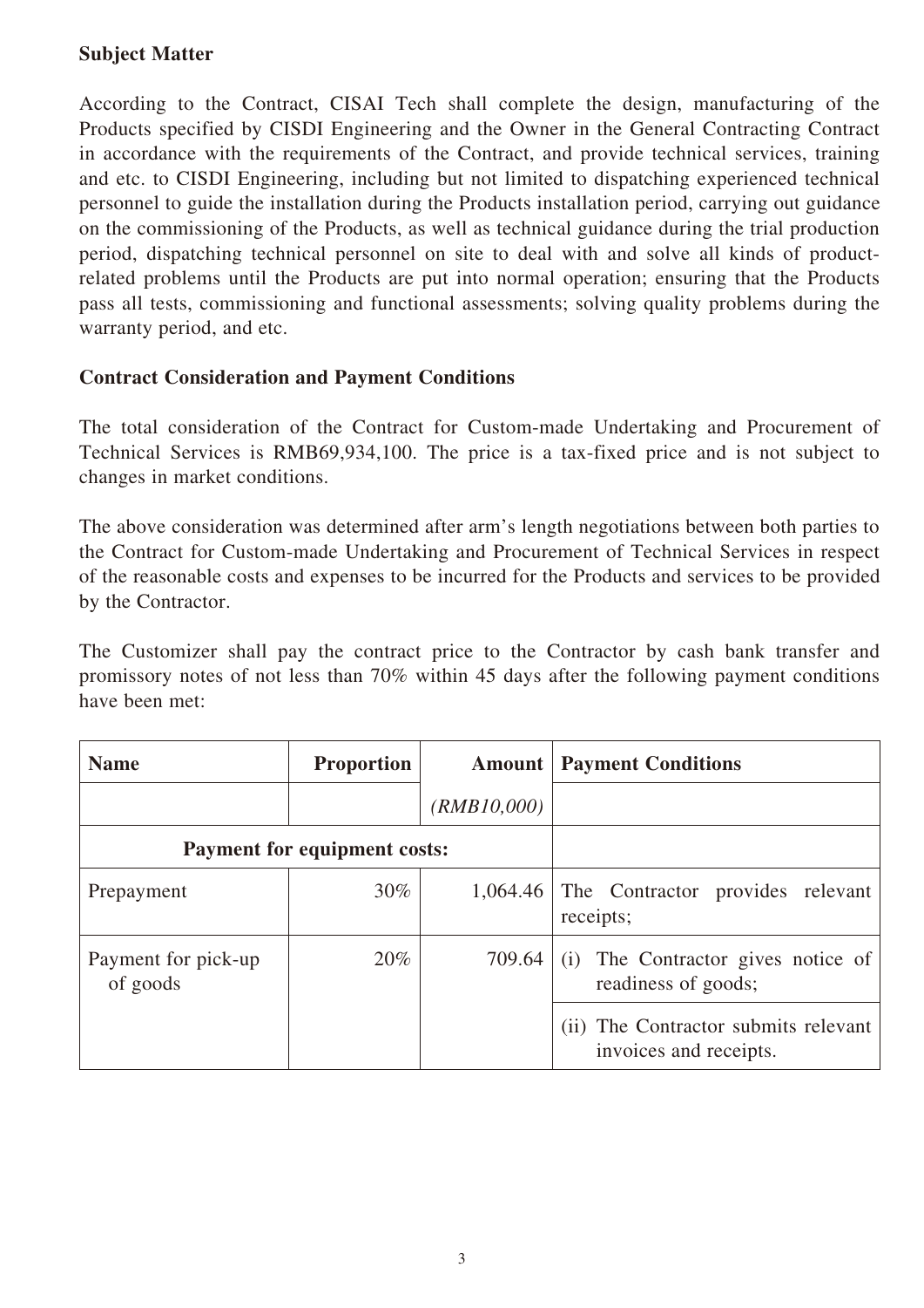**Subject Matter**

According to the Contract, CISAI Tech shall complete the design, manufacturing of the Products specified by CISDI Engineering and the Owner in the General Contracting Contract in accordance with the requirements of the Contract, and provide technical services, training and etc. to CISDI Engineering, including but not limited to dispatching experienced technical personnel to guide the installation during the Products installation period, carrying out guidance on the commissioning of the Products, as well as technical guidance during the trial production period, dispatching technical personnel on site to deal with and solve all kinds of product-related problems until the Products are put into normal operation; ensuring that the Products pass all tests, commissioning and functional assessments; solving quality problems during the warranty period, and etc.

**Contract Consideration and Payment Conditions**

The total consideration of the Contract for Custom-made Undertaking and Procurement of Technical Services is RMB69,934,100. The price is a tax-fixed price and is not subject to changes in market conditions.

The above consideration was determined after arm's length negotiations between both parties to the Contract for Custom-made Undertaking and Procurement of Technical Services in respect of the reasonable costs and expenses to be incurred for the Products and services to be provided by the Contractor.

The Customizer shall pay the contract price to the Contractor by cash bank transfer and promissory notes of not less than 70% within 45 days after the following payment conditions have been met:

| Name | Proportion | Amount | Payment Conditions |
|---|---|---|---|
| | | *(RMB10,000)* | |
| **Payment for equipment costs:** | | | |
| Prepayment | 30% | 1,064.46 | The Contractor provides relevant receipts; |
| Payment for pick-up of goods | 20% | 709.64 | (i) The Contractor gives notice of readiness of goods; |
| | | | (ii) The Contractor submits relevant invoices and receipts. |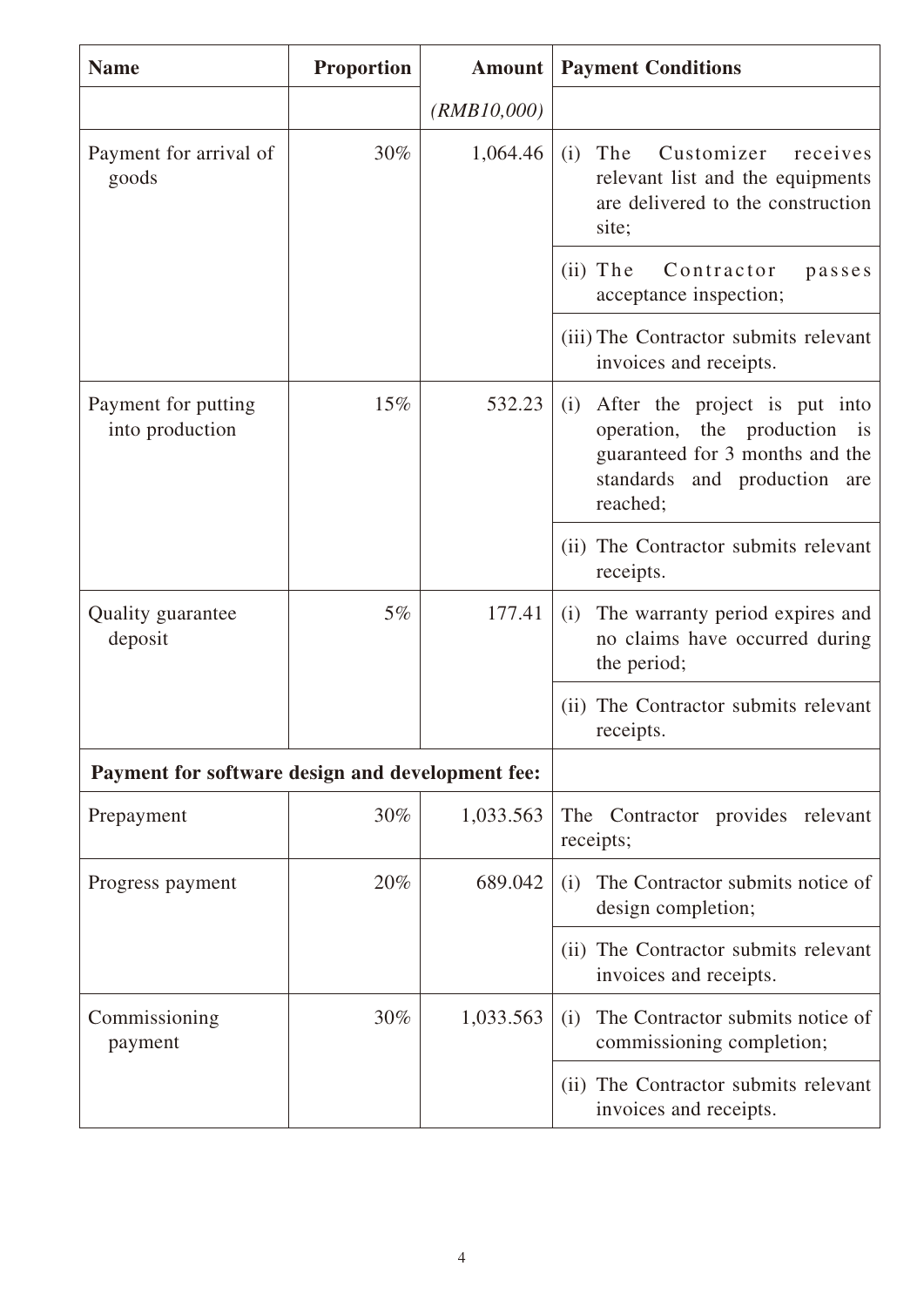| Name | Proportion | Amount | Payment Conditions |
|---|---|---|---|
| | | *(RMB10,000)* | |
| Payment for arrival of goods | 30% | 1,064.46 | (i) The Customizer receives relevant list and the equipments are delivered to the construction site; |
| | | | (ii) The Contractor passes acceptance inspection; |
| | | | (iii) The Contractor submits relevant invoices and receipts. |
| Payment for putting into production | 15% | 532.23 | (i) After the project is put into operation, the production is guaranteed for 3 months and the standards and production are reached; |
| | | | (ii) The Contractor submits relevant receipts. |
| Quality guarantee deposit | 5% | 177.41 | (i) The warranty period expires and no claims have occurred during the period; |
| | | | (ii) The Contractor submits relevant receipts. |
| **Payment for software design and development fee:** | | | |
| Prepayment | 30% | 1,033.563 | The Contractor provides relevant receipts; |
| Progress payment | 20% | 689.042 | (i) The Contractor submits notice of design completion; |
| | | | (ii) The Contractor submits relevant invoices and receipts. |
| Commissioning payment | 30% | 1,033.563 | (i) The Contractor submits notice of commissioning completion; |
| | | | (ii) The Contractor submits relevant invoices and receipts. |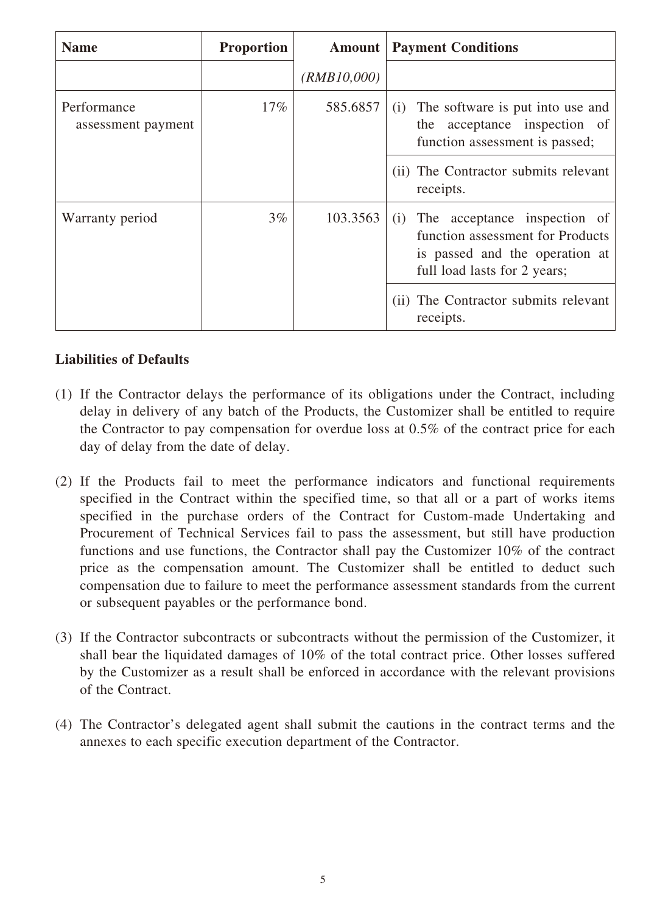| Name | Proportion | Amount | Payment Conditions |
|---|---|---|---|
| | | *(RMB10,000)* | |
| Performance assessment payment | 17% | 585.6857 | (i) The software is put into use and the acceptance inspection of function assessment is passed; |
| | | | (ii) The Contractor submits relevant receipts. |
| Warranty period | 3% | 103.3563 | (i) The acceptance inspection of function assessment for Products is passed and the operation at full load lasts for 2 years; |
| | | | (ii) The Contractor submits relevant receipts. |

**Liabilities of Defaults**

(1) If the Contractor delays the performance of its obligations under the Contract, including delay in delivery of any batch of the Products, the Customizer shall be entitled to require the Contractor to pay compensation for overdue loss at 0.5% of the contract price for each day of delay from the date of delay.

(2) If the Products fail to meet the performance indicators and functional requirements specified in the Contract within the specified time, so that all or a part of works items specified in the purchase orders of the Contract for Custom-made Undertaking and Procurement of Technical Services fail to pass the assessment, but still have production functions and use functions, the Contractor shall pay the Customizer 10% of the contract price as the compensation amount. The Customizer shall be entitled to deduct such compensation due to failure to meet the performance assessment standards from the current or subsequent payables or the performance bond.

(3) If the Contractor subcontracts or subcontracts without the permission of the Customizer, it shall bear the liquidated damages of 10% of the total contract price. Other losses suffered by the Customizer as a result shall be enforced in accordance with the relevant provisions of the Contract.

(4) The Contractor's delegated agent shall submit the cautions in the contract terms and the annexes to each specific execution department of the Contractor.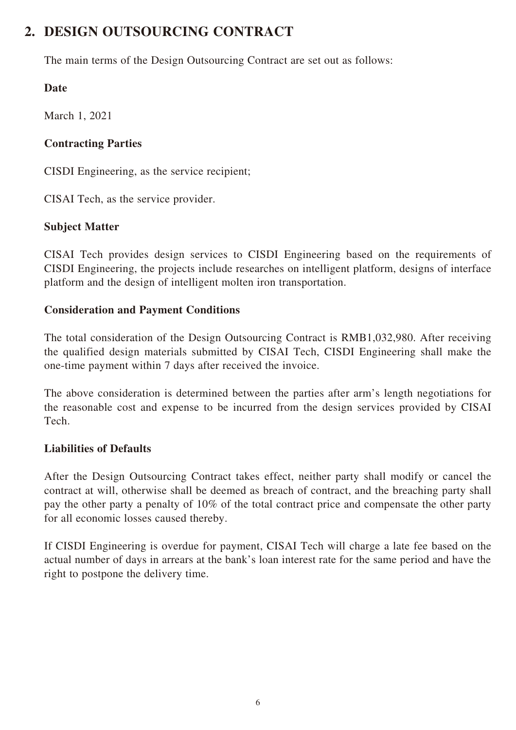## 2. DESIGN OUTSOURCING CONTRACT

The main terms of the Design Outsourcing Contract are set out as follows:

**Date**

March 1, 2021

**Contracting Parties**

CISDI Engineering, as the service recipient;

CISAI Tech, as the service provider.

**Subject Matter**

CISAI Tech provides design services to CISDI Engineering based on the requirements of CISDI Engineering, the projects include researches on intelligent platform, designs of interface platform and the design of intelligent molten iron transportation.

**Consideration and Payment Conditions**

The total consideration of the Design Outsourcing Contract is RMB1,032,980. After receiving the qualified design materials submitted by CISAI Tech, CISDI Engineering shall make the one-time payment within 7 days after received the invoice.

The above consideration is determined between the parties after arm's length negotiations for the reasonable cost and expense to be incurred from the design services provided by CISAI Tech.

**Liabilities of Defaults**

After the Design Outsourcing Contract takes effect, neither party shall modify or cancel the contract at will, otherwise shall be deemed as breach of contract, and the breaching party shall pay the other party a penalty of 10% of the total contract price and compensate the other party for all economic losses caused thereby.

If CISDI Engineering is overdue for payment, CISAI Tech will charge a late fee based on the actual number of days in arrears at the bank's loan interest rate for the same period and have the right to postpone the delivery time.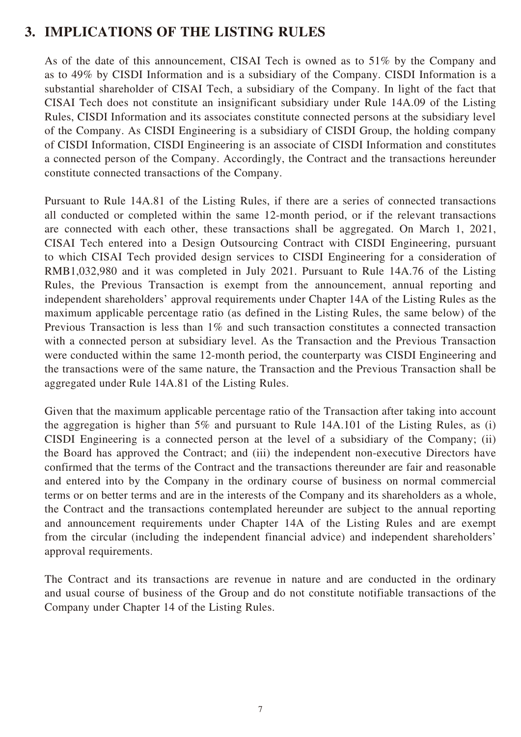## 3. IMPLICATIONS OF THE LISTING RULES

As of the date of this announcement, CISAI Tech is owned as to 51% by the Company and as to 49% by CISDI Information and is a subsidiary of the Company. CISDI Information is a substantial shareholder of CISAI Tech, a subsidiary of the Company. In light of the fact that CISAI Tech does not constitute an insignificant subsidiary under Rule 14A.09 of the Listing Rules, CISDI Information and its associates constitute connected persons at the subsidiary level of the Company. As CISDI Engineering is a subsidiary of CISDI Group, the holding company of CISDI Information, CISDI Engineering is an associate of CISDI Information and constitutes a connected person of the Company. Accordingly, the Contract and the transactions hereunder constitute connected transactions of the Company.

Pursuant to Rule 14A.81 of the Listing Rules, if there are a series of connected transactions all conducted or completed within the same 12-month period, or if the relevant transactions are connected with each other, these transactions shall be aggregated. On March 1, 2021, CISAI Tech entered into a Design Outsourcing Contract with CISDI Engineering, pursuant to which CISAI Tech provided design services to CISDI Engineering for a consideration of RMB1,032,980 and it was completed in July 2021. Pursuant to Rule 14A.76 of the Listing Rules, the Previous Transaction is exempt from the announcement, annual reporting and independent shareholders' approval requirements under Chapter 14A of the Listing Rules as the maximum applicable percentage ratio (as defined in the Listing Rules, the same below) of the Previous Transaction is less than 1% and such transaction constitutes a connected transaction with a connected person at subsidiary level. As the Transaction and the Previous Transaction were conducted within the same 12-month period, the counterparty was CISDI Engineering and the transactions were of the same nature, the Transaction and the Previous Transaction shall be aggregated under Rule 14A.81 of the Listing Rules.

Given that the maximum applicable percentage ratio of the Transaction after taking into account the aggregation is higher than 5% and pursuant to Rule 14A.101 of the Listing Rules, as (i) CISDI Engineering is a connected person at the level of a subsidiary of the Company; (ii) the Board has approved the Contract; and (iii) the independent non-executive Directors have confirmed that the terms of the Contract and the transactions thereunder are fair and reasonable and entered into by the Company in the ordinary course of business on normal commercial terms or on better terms and are in the interests of the Company and its shareholders as a whole, the Contract and the transactions contemplated hereunder are subject to the annual reporting and announcement requirements under Chapter 14A of the Listing Rules and are exempt from the circular (including the independent financial advice) and independent shareholders' approval requirements.

The Contract and its transactions are revenue in nature and are conducted in the ordinary and usual course of business of the Group and do not constitute notifiable transactions of the Company under Chapter 14 of the Listing Rules.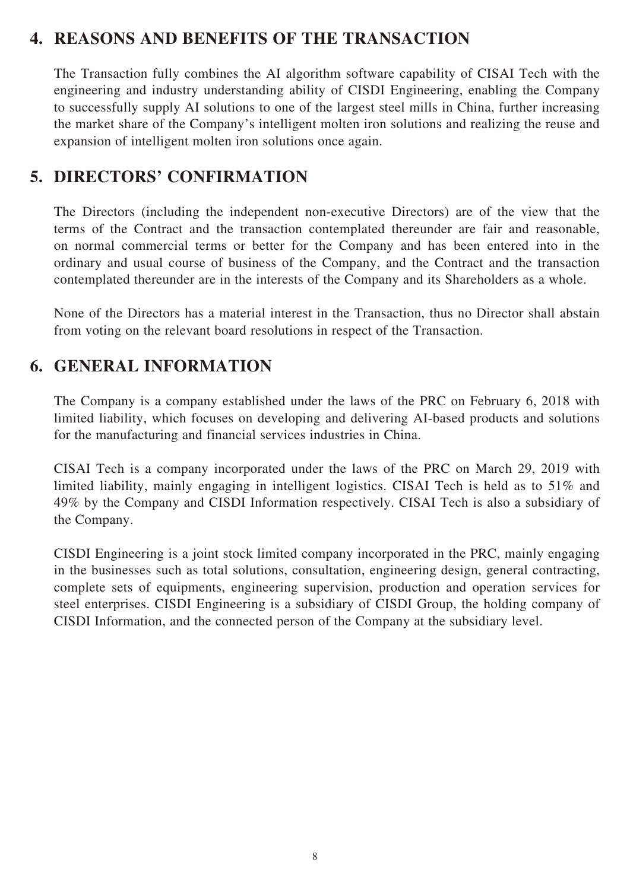## 4. REASONS AND BENEFITS OF THE TRANSACTION

The Transaction fully combines the AI algorithm software capability of CISAI Tech with the engineering and industry understanding ability of CISDI Engineering, enabling the Company to successfully supply AI solutions to one of the largest steel mills in China, further increasing the market share of the Company's intelligent molten iron solutions and realizing the reuse and expansion of intelligent molten iron solutions once again.

## 5. DIRECTORS' CONFIRMATION

The Directors (including the independent non-executive Directors) are of the view that the terms of the Contract and the transaction contemplated thereunder are fair and reasonable, on normal commercial terms or better for the Company and has been entered into in the ordinary and usual course of business of the Company, and the Contract and the transaction contemplated thereunder are in the interests of the Company and its Shareholders as a whole.

None of the Directors has a material interest in the Transaction, thus no Director shall abstain from voting on the relevant board resolutions in respect of the Transaction.

## 6. GENERAL INFORMATION

The Company is a company established under the laws of the PRC on February 6, 2018 with limited liability, which focuses on developing and delivering AI-based products and solutions for the manufacturing and financial services industries in China.

CISAI Tech is a company incorporated under the laws of the PRC on March 29, 2019 with limited liability, mainly engaging in intelligent logistics. CISAI Tech is held as to 51% and 49% by the Company and CISDI Information respectively. CISAI Tech is also a subsidiary of the Company.

CISDI Engineering is a joint stock limited company incorporated in the PRC, mainly engaging in the businesses such as total solutions, consultation, engineering design, general contracting, complete sets of equipments, engineering supervision, production and operation services for steel enterprises. CISDI Engineering is a subsidiary of CISDI Group, the holding company of CISDI Information, and the connected person of the Company at the subsidiary level.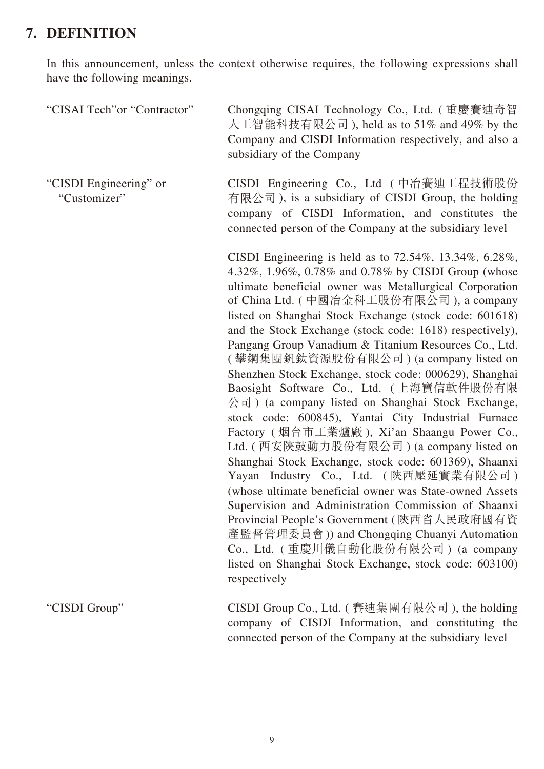## 7. DEFINITION

In this announcement, unless the context otherwise requires, the following expressions shall have the following meanings.

| | |
|---|---|
| "CISAI Tech"or "Contractor" | Chongqing CISAI Technology Co., Ltd. (重慶賽迪奇智人工智能科技有限公司), held as to 51% and 49% by the Company and CISDI Information respectively, and also a subsidiary of the Company |
| "CISDI Engineering" or "Customizer" | CISDI Engineering Co., Ltd (中冶賽迪工程技術股份有限公司), is a subsidiary of CISDI Group, the holding company of CISDI Information, and constitutes the connected person of the Company at the subsidiary level<br><br>CISDI Engineering is held as to 72.54%, 13.34%, 6.28%, 4.32%, 1.96%, 0.78% and 0.78% by CISDI Group (whose ultimate beneficial owner was Metallurgical Corporation of China Ltd. (中國冶金科工股份有限公司), a company listed on Shanghai Stock Exchange (stock code: 601618) and the Stock Exchange (stock code: 1618) respectively), Pangang Group Vanadium & Titanium Resources Co., Ltd. (攀鋼集團釩鈦資源股份有限公司) (a company listed on Shenzhen Stock Exchange, stock code: 000629), Shanghai Baosight Software Co., Ltd. (上海寶信軟件股份有限公司) (a company listed on Shanghai Stock Exchange, stock code: 600845), Yantai City Industrial Furnace Factory (烟台市工業爐廠), Xi'an Shaangu Power Co., Ltd. (西安陝鼓動力股份有限公司) (a company listed on Shanghai Stock Exchange, stock code: 601369), Shaanxi Yayan Industry Co., Ltd. (陝西壓延實業有限公司) (whose ultimate beneficial owner was State-owned Assets Supervision and Administration Commission of Shaanxi Provincial People's Government (陝西省人民政府國有資產監督管理委員會)) and Chongqing Chuanyi Automation Co., Ltd. (重慶川儀自動化股份有限公司) (a company listed on Shanghai Stock Exchange, stock code: 603100) respectively |
| "CISDI Group" | CISDI Group Co., Ltd. (賽迪集團有限公司), the holding company of CISDI Information, and constituting the connected person of the Company at the subsidiary level |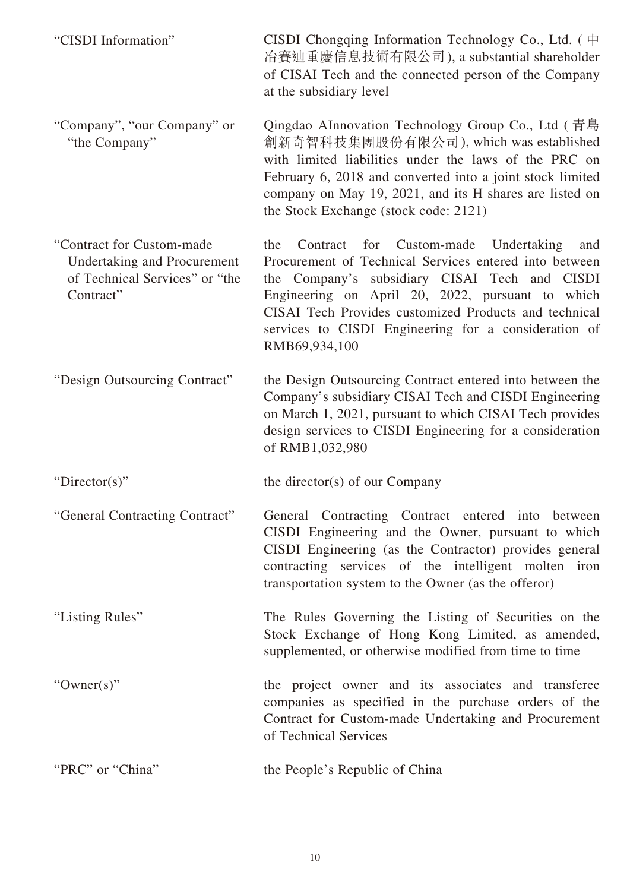| | |
|---|---|
| "CISDI Information" | CISDI Chongqing Information Technology Co., Ltd. (中冶賽迪重慶信息技術有限公司), a substantial shareholder of CISAI Tech and the connected person of the Company at the subsidiary level |
| "Company", "our Company" or "the Company" | Qingdao AInnovation Technology Group Co., Ltd (青島創新奇智科技集團股份有限公司), which was established with limited liabilities under the laws of the PRC on February 6, 2018 and converted into a joint stock limited company on May 19, 2021, and its H shares are listed on the Stock Exchange (stock code: 2121) |
| "Contract for Custom-made Undertaking and Procurement of Technical Services" or "the Contract" | the Contract for Custom-made Undertaking and Procurement of Technical Services entered into between the Company's subsidiary CISAI Tech and CISDI Engineering on April 20, 2022, pursuant to which CISAI Tech Provides customized Products and technical services to CISDI Engineering for a consideration of RMB69,934,100 |
| "Design Outsourcing Contract" | the Design Outsourcing Contract entered into between the Company's subsidiary CISAI Tech and CISDI Engineering on March 1, 2021, pursuant to which CISAI Tech provides design services to CISDI Engineering for a consideration of RMB1,032,980 |
| "Director(s)" | the director(s) of our Company |
| "General Contracting Contract" | General Contracting Contract entered into between CISDI Engineering and the Owner, pursuant to which CISDI Engineering (as the Contractor) provides general contracting services of the intelligent molten iron transportation system to the Owner (as the offeror) |
| "Listing Rules" | The Rules Governing the Listing of Securities on the Stock Exchange of Hong Kong Limited, as amended, supplemented, or otherwise modified from time to time |
| "Owner(s)" | the project owner and its associates and transferee companies as specified in the purchase orders of the Contract for Custom-made Undertaking and Procurement of Technical Services |
| "PRC" or "China" | the People's Republic of China |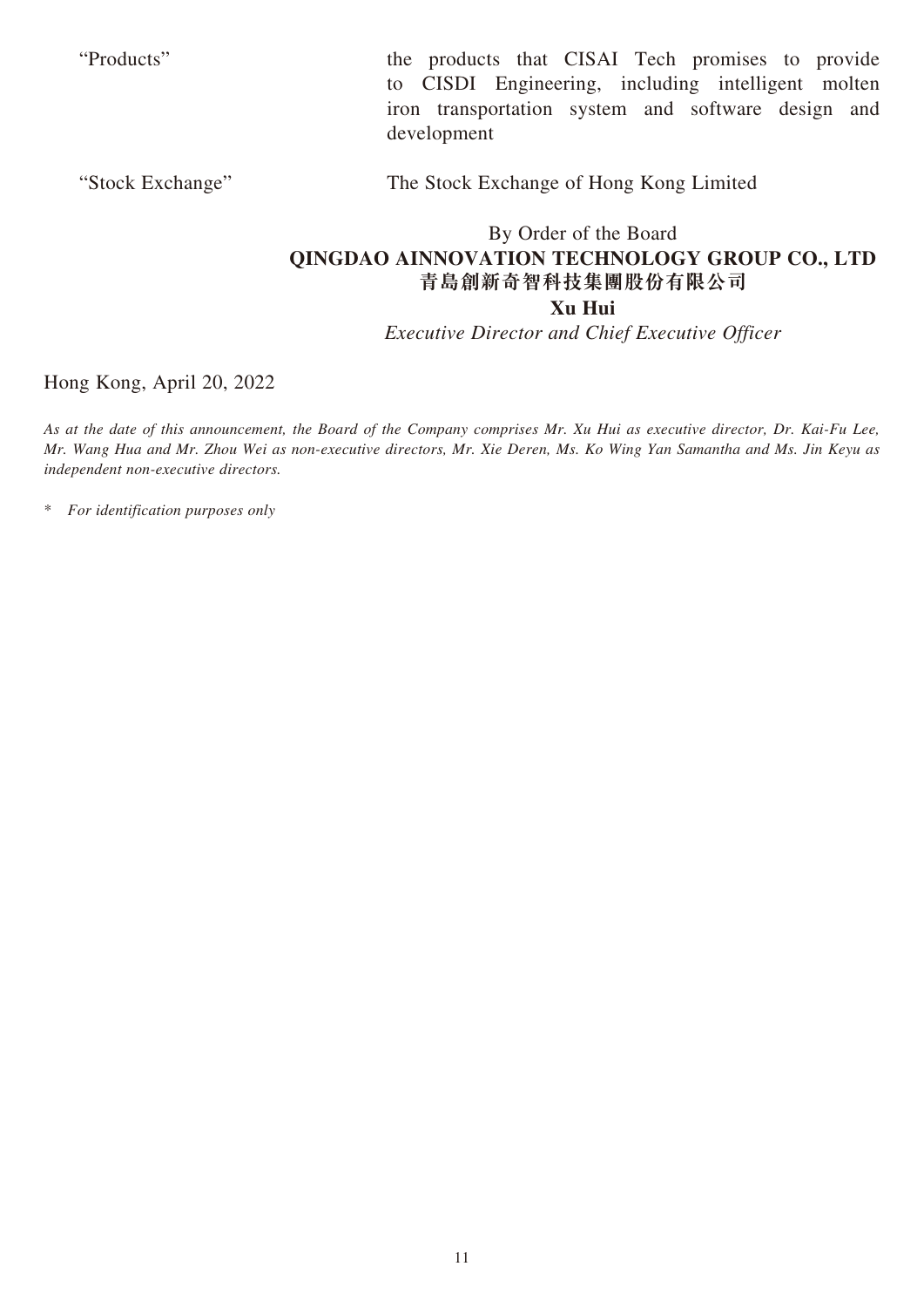| | |
|---|---|
| "Products" | the products that CISAI Tech promises to provide to CISDI Engineering, including intelligent molten iron transportation system and software design and development |
| "Stock Exchange" | The Stock Exchange of Hong Kong Limited |

By Order of the Board
**QINGDAO AINNOVATION TECHNOLOGY GROUP CO., LTD**
**青島創新奇智科技集團股份有限公司**
**Xu Hui**
*Executive Director and Chief Executive Officer*

Hong Kong, April 20, 2022

*As at the date of this announcement, the Board of the Company comprises Mr. Xu Hui as executive director, Dr. Kai-Fu Lee, Mr. Wang Hua and Mr. Zhou Wei as non-executive directors, Mr. Xie Deren, Ms. Ko Wing Yan Samantha and Ms. Jin Keyu as independent non-executive directors.*

\* *For identification purposes only*